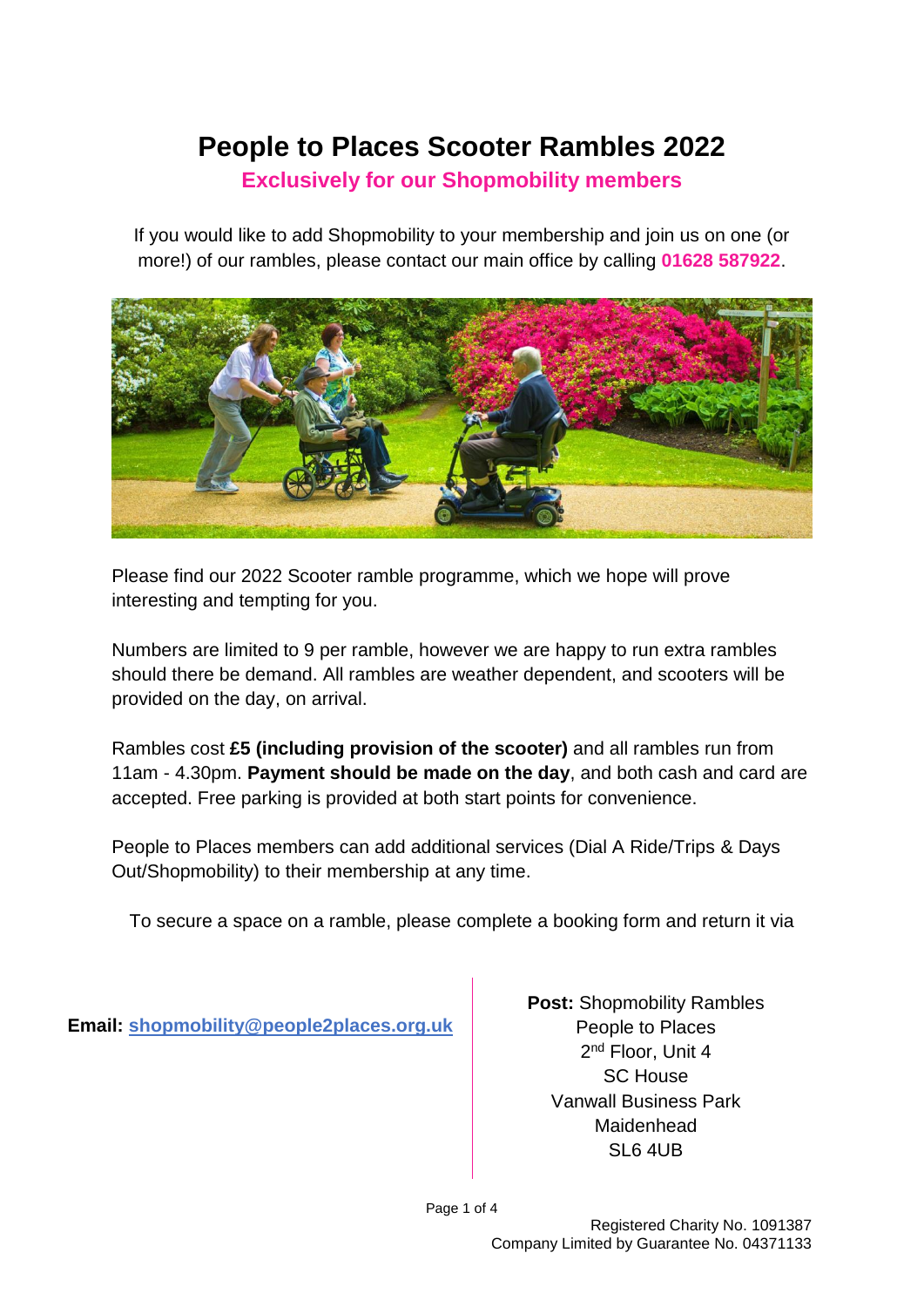# People to Places Scooter Rambles 2022

**Exclusively for our Shopmobility members**

If you would like to add Shopmobility to your membership and join us on one (or more!) of our rambles, please contact our main office by calling **01628 587922**.

Please find our 2022 Scooter ramble programme, which we hope will prove interesting and tempting for you.

Numbers are limited to 9 per ramble, however we are happy to run extra rambles should there be demand. All rambles are weather dependent, and scooters will be provided on the day, on arrival.

Rambles cost **£5 (including provision of the scooter)** and all rambles run from 11am - 4.30pm. **Payment should be made on the day**, and both cash and card are accepted. Free parking is provided at both start points for convenience.

People to Places members can add additional services (Dial A Ride/Trips & Days Out/Shopmobility) to their membership at any time.

To secure a space on a ramble, please complete a booking form and return it via

**Email:** shopmobility@people2places.org.uk

**Post:** Shopmobility Rambles
People to Places
2nd Floor, Unit 4
SC House
Vanwall Business Park
Maidenhead
SL6 4UB

Registered Charity No. 1091387
Company Limited by Guarantee No. 04371133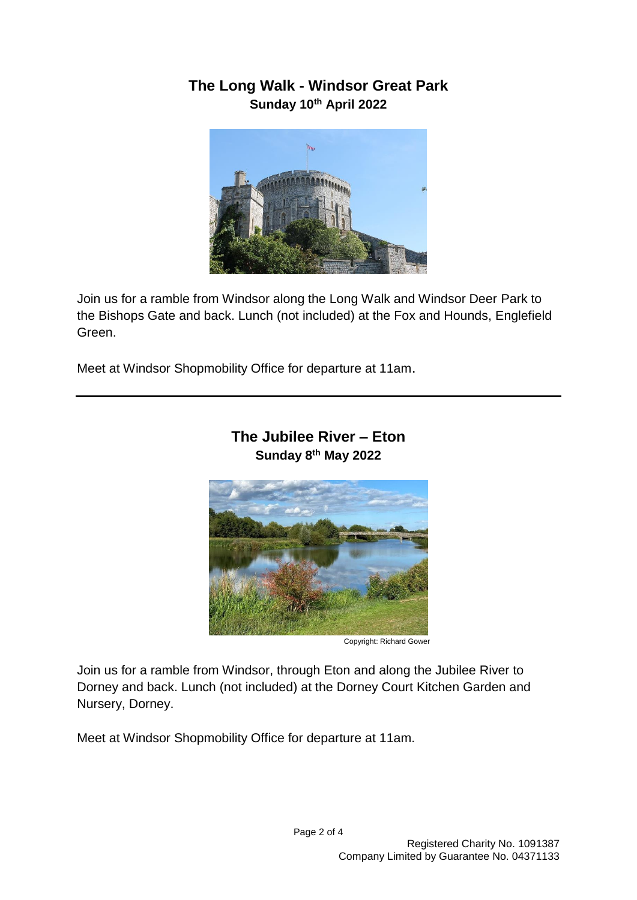## The Long Walk - Windsor Great Park

**Sunday 10th April 2022**

Join us for a ramble from Windsor along the Long Walk and Windsor Deer Park to the Bishops Gate and back. Lunch (not included) at the Fox and Hounds, Englefield Green.

Meet at Windsor Shopmobility Office for departure at 11am.

---

## The Jubilee River – Eton

**Sunday 8th May 2022**

Copyright: Richard Gower

Join us for a ramble from Windsor, through Eton and along the Jubilee River to Dorney and back. Lunch (not included) at the Dorney Court Kitchen Garden and Nursery, Dorney.

Meet at Windsor Shopmobility Office for departure at 11am.

Registered Charity No. 1091387
Company Limited by Guarantee No. 04371133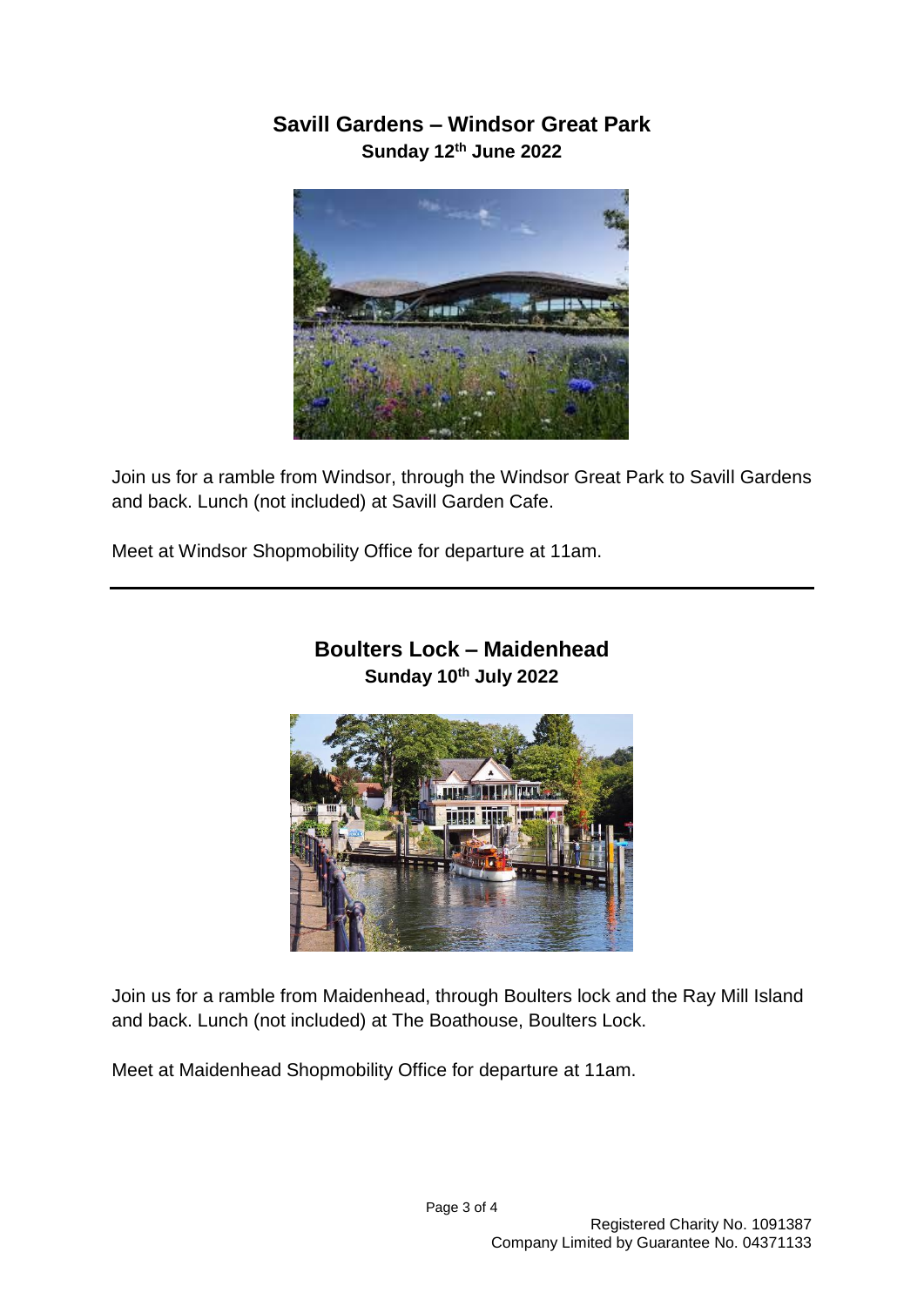## Savill Gardens – Windsor Great Park

**Sunday 12th June 2022**

Join us for a ramble from Windsor, through the Windsor Great Park to Savill Gardens and back. Lunch (not included) at Savill Garden Cafe.

Meet at Windsor Shopmobility Office for departure at 11am.

---

## Boulters Lock – Maidenhead

**Sunday 10th July 2022**

Join us for a ramble from Maidenhead, through Boulters lock and the Ray Mill Island and back. Lunch (not included) at The Boathouse, Boulters Lock.

Meet at Maidenhead Shopmobility Office for departure at 11am.

Registered Charity No. 1091387
Company Limited by Guarantee No. 04371133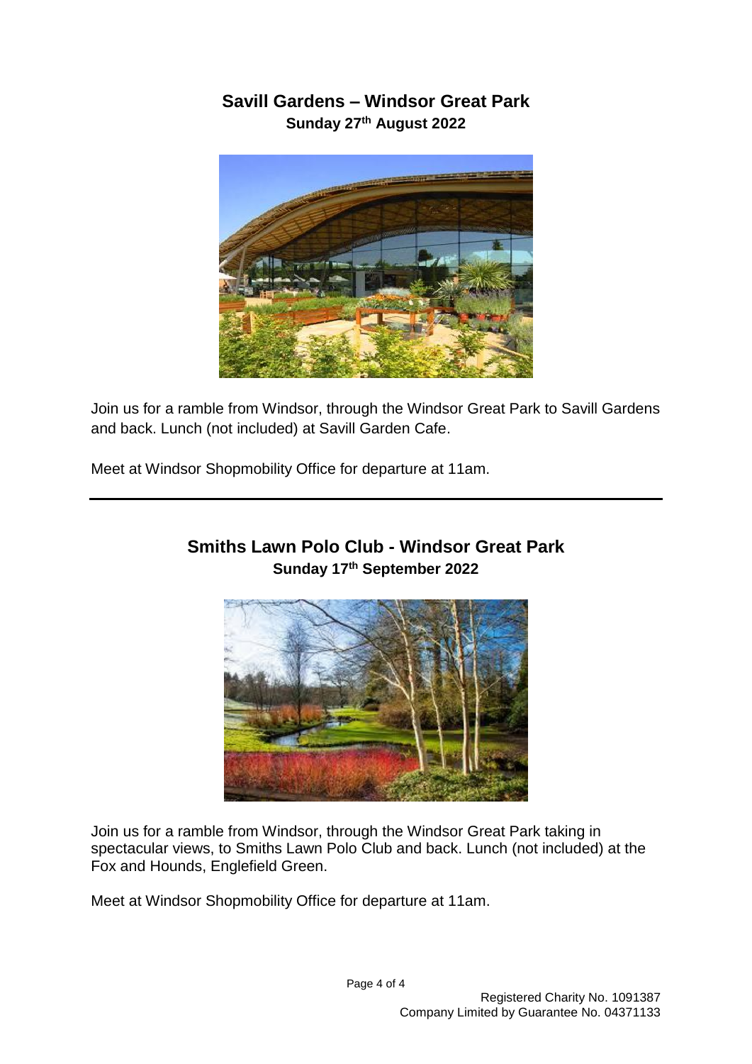## Savill Gardens – Windsor Great Park

**Sunday 27th August 2022**

Join us for a ramble from Windsor, through the Windsor Great Park to Savill Gardens and back. Lunch (not included) at Savill Garden Cafe.

Meet at Windsor Shopmobility Office for departure at 11am.

---

## Smiths Lawn Polo Club - Windsor Great Park

**Sunday 17th September 2022**

Join us for a ramble from Windsor, through the Windsor Great Park taking in spectacular views, to Smiths Lawn Polo Club and back. Lunch (not included) at the Fox and Hounds, Englefield Green.

Meet at Windsor Shopmobility Office for departure at 11am.

Registered Charity No. 1091387
Company Limited by Guarantee No. 04371133